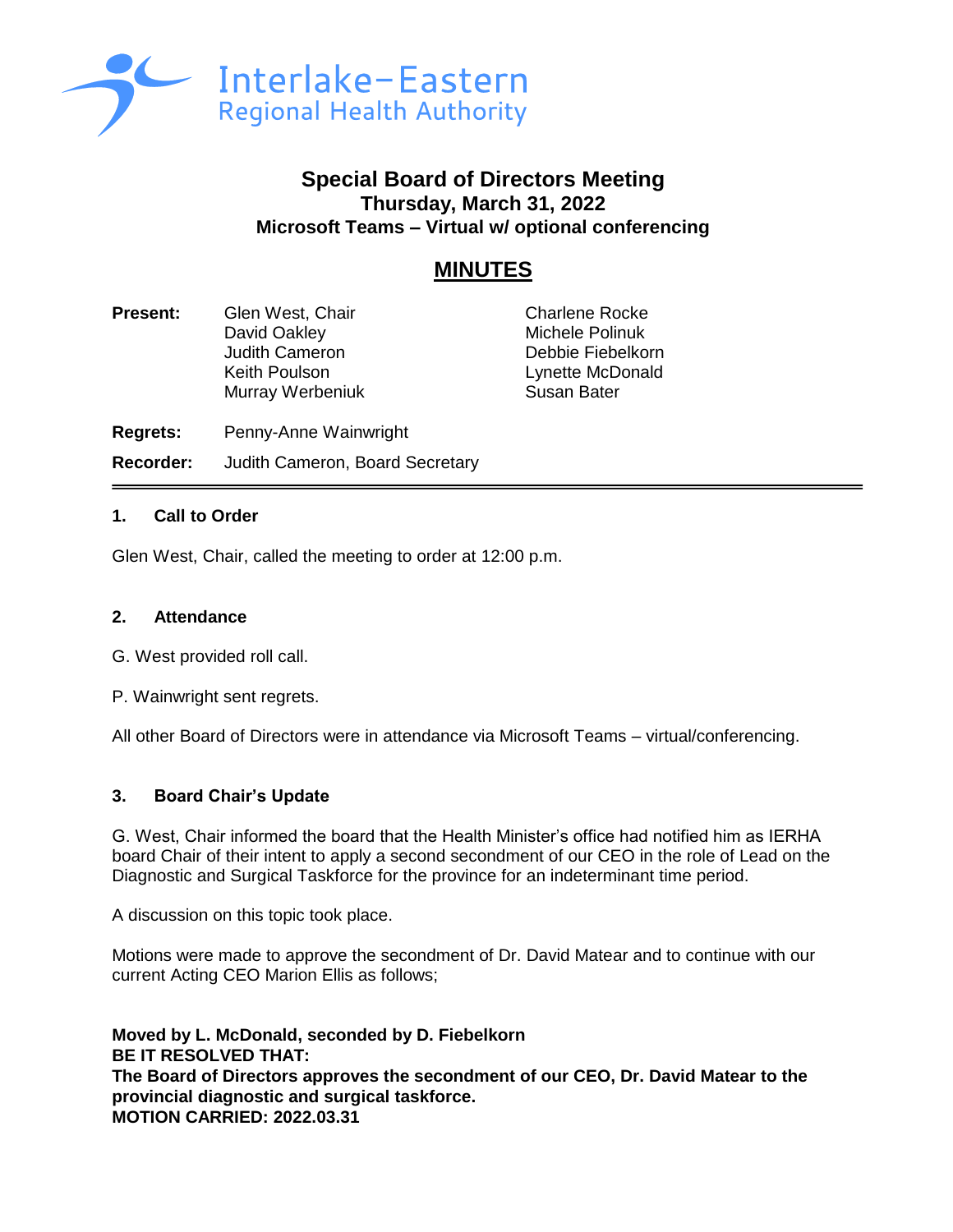Interlake-Eastern
Regional Health Authority

# Special Board of Directors Meeting
## Thursday, March 31, 2022
## Microsoft Teams – Virtual w/ optional conferencing

## MINUTES

**Present:** Glen West, Chair; David Oakley; Judith Cameron; Keith Poulson; Murray Werbeniuk; Charlene Rocke; Michele Polinuk; Debbie Fiebelkorn; Lynette McDonald; Susan Bater

**Regrets:** Penny-Anne Wainwright

**Recorder:** Judith Cameron, Board Secretary

---

### 1. Call to Order

Glen West, Chair, called the meeting to order at 12:00 p.m.

### 2. Attendance

G. West provided roll call.

P. Wainwright sent regrets.

All other Board of Directors were in attendance via Microsoft Teams – virtual/conferencing.

### 3. Board Chair's Update

G. West, Chair informed the board that the Health Minister's office had notified him as IERHA board Chair of their intent to apply a second secondment of our CEO in the role of Lead on the Diagnostic and Surgical Taskforce for the province for an indeterminant time period.

A discussion on this topic took place.

Motions were made to approve the secondment of Dr. David Matear and to continue with our current Acting CEO Marion Ellis as follows;

**Moved by L. McDonald, seconded by D. Fiebelkorn**
**BE IT RESOLVED THAT:**
**The Board of Directors approves the secondment of our CEO, Dr. David Matear to the provincial diagnostic and surgical taskforce.**
**MOTION CARRIED: 2022.03.31**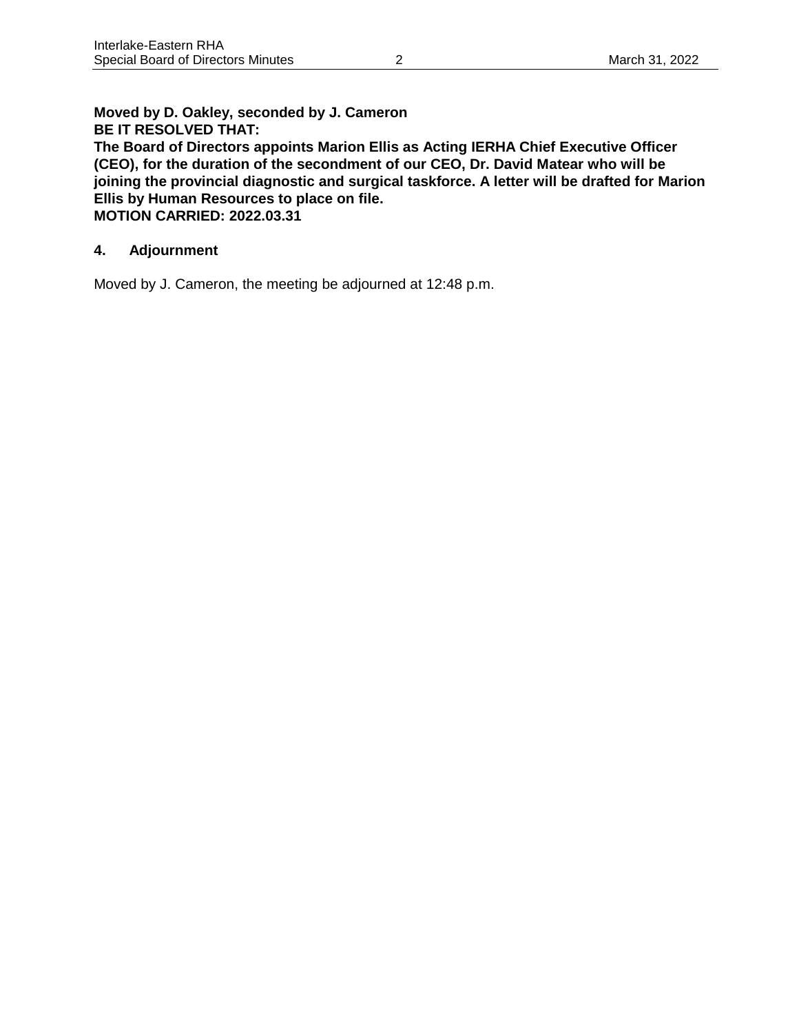**Moved by D. Oakley, seconded by J. Cameron**
**BE IT RESOLVED THAT:**
**The Board of Directors appoints Marion Ellis as Acting IERHA Chief Executive Officer (CEO), for the duration of the secondment of our CEO, Dr. David Matear who will be joining the provincial diagnostic and surgical taskforce. A letter will be drafted for Marion Ellis by Human Resources to place on file.**
**MOTION CARRIED: 2022.03.31**

## 4. Adjournment

Moved by J. Cameron, the meeting be adjourned at 12:48 p.m.